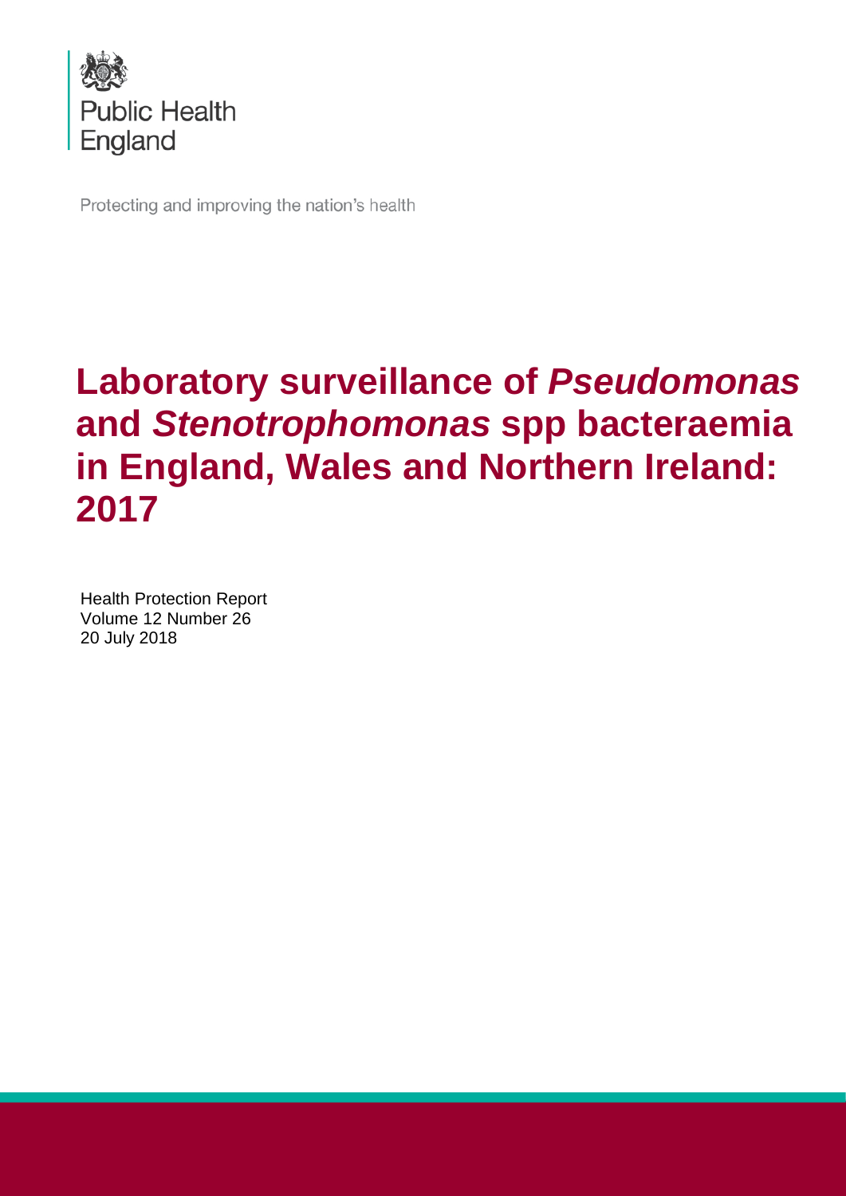Public Health England

Protecting and improving the nation's health

# Laboratory surveillance of *Pseudomonas* and *Stenotrophomonas* spp bacteraemia in England, Wales and Northern Ireland: 2017

Health Protection Report
Volume 12 Number 26
20 July 2018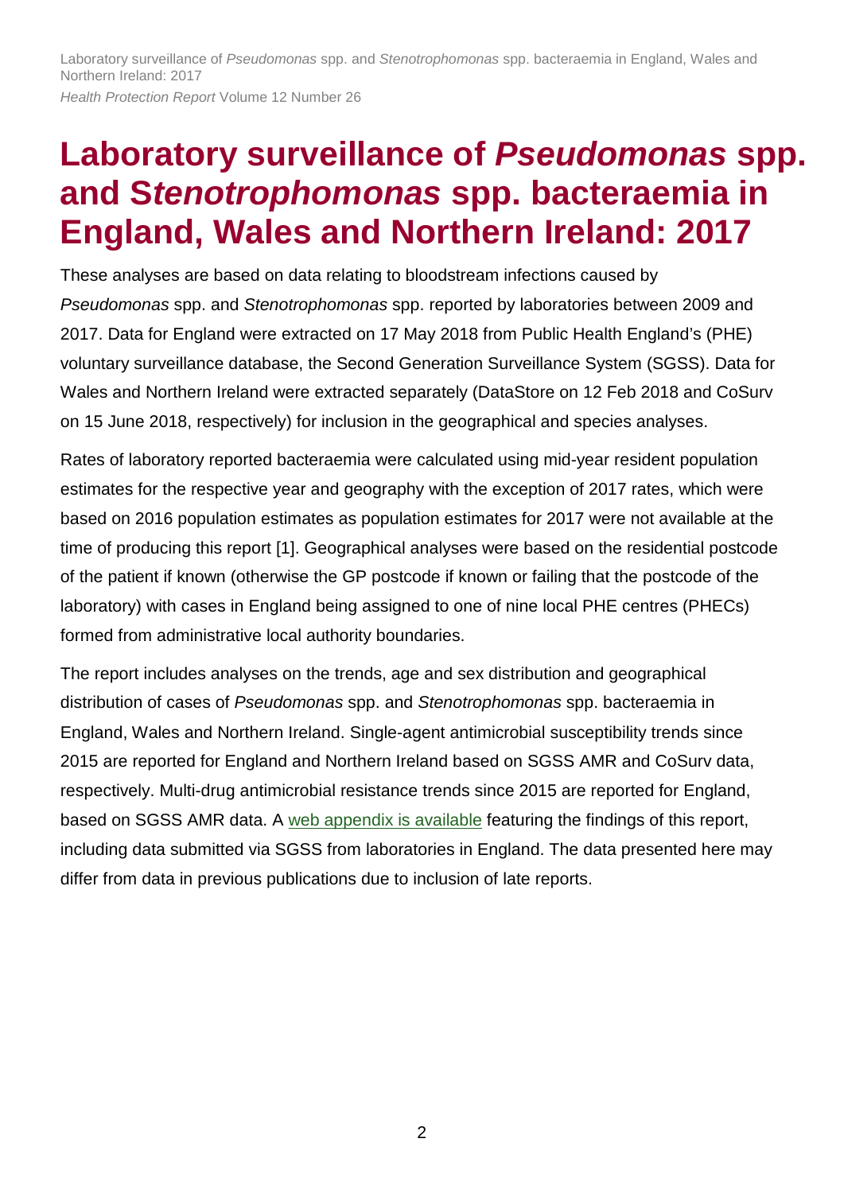# Laboratory surveillance of *Pseudomonas* spp. and S*tenotrophomonas* spp. bacteraemia in England, Wales and Northern Ireland: 2017

These analyses are based on data relating to bloodstream infections caused by *Pseudomonas* spp. and *Stenotrophomonas* spp. reported by laboratories between 2009 and 2017. Data for England were extracted on 17 May 2018 from Public Health England's (PHE) voluntary surveillance database, the Second Generation Surveillance System (SGSS). Data for Wales and Northern Ireland were extracted separately (DataStore on 12 Feb 2018 and CoSurv on 15 June 2018, respectively) for inclusion in the geographical and species analyses.

Rates of laboratory reported bacteraemia were calculated using mid-year resident population estimates for the respective year and geography with the exception of 2017 rates, which were based on 2016 population estimates as population estimates for 2017 were not available at the time of producing this report [1]. Geographical analyses were based on the residential postcode of the patient if known (otherwise the GP postcode if known or failing that the postcode of the laboratory) with cases in England being assigned to one of nine local PHE centres (PHECs) formed from administrative local authority boundaries.

The report includes analyses on the trends, age and sex distribution and geographical distribution of cases of *Pseudomonas* spp. and *Stenotrophomonas* spp. bacteraemia in England, Wales and Northern Ireland. Single-agent antimicrobial susceptibility trends since 2015 are reported for England and Northern Ireland based on SGSS AMR and CoSurv data, respectively. Multi-drug antimicrobial resistance trends since 2015 are reported for England, based on SGSS AMR data. A web appendix is available featuring the findings of this report, including data submitted via SGSS from laboratories in England. The data presented here may differ from data in previous publications due to inclusion of late reports.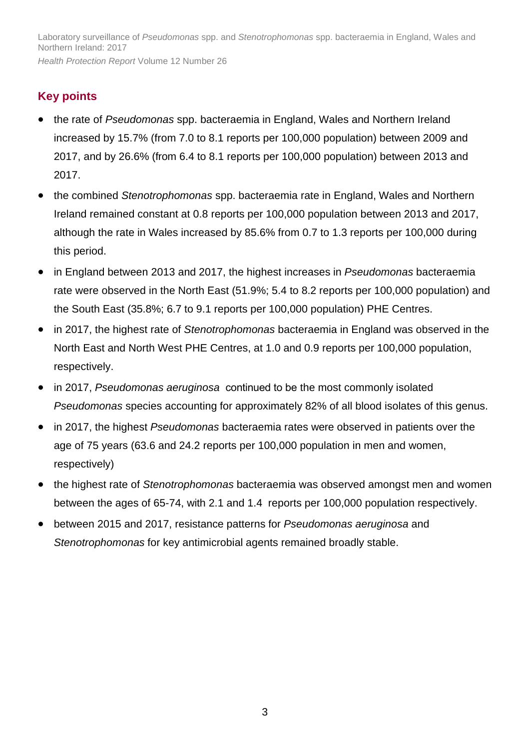## Key points

- the rate of *Pseudomonas* spp. bacteraemia in England, Wales and Northern Ireland increased by 15.7% (from 7.0 to 8.1 reports per 100,000 population) between 2009 and 2017, and by 26.6% (from 6.4 to 8.1 reports per 100,000 population) between 2013 and 2017.
- the combined *Stenotrophomonas* spp. bacteraemia rate in England, Wales and Northern Ireland remained constant at 0.8 reports per 100,000 population between 2013 and 2017, although the rate in Wales increased by 85.6% from 0.7 to 1.3 reports per 100,000 during this period.
- in England between 2013 and 2017, the highest increases in *Pseudomonas* bacteraemia rate were observed in the North East (51.9%; 5.4 to 8.2 reports per 100,000 population) and the South East (35.8%; 6.7 to 9.1 reports per 100,000 population) PHE Centres.
- in 2017, the highest rate of *Stenotrophomonas* bacteraemia in England was observed in the North East and North West PHE Centres, at 1.0 and 0.9 reports per 100,000 population, respectively.
- in 2017, *Pseudomonas aeruginosa* continued to be the most commonly isolated *Pseudomonas* species accounting for approximately 82% of all blood isolates of this genus.
- in 2017, the highest *Pseudomonas* bacteraemia rates were observed in patients over the age of 75 years (63.6 and 24.2 reports per 100,000 population in men and women, respectively)
- the highest rate of *Stenotrophomonas* bacteraemia was observed amongst men and women between the ages of 65-74, with 2.1 and 1.4 reports per 100,000 population respectively.
- between 2015 and 2017, resistance patterns for *Pseudomonas aeruginosa* and *Stenotrophomonas* for key antimicrobial agents remained broadly stable.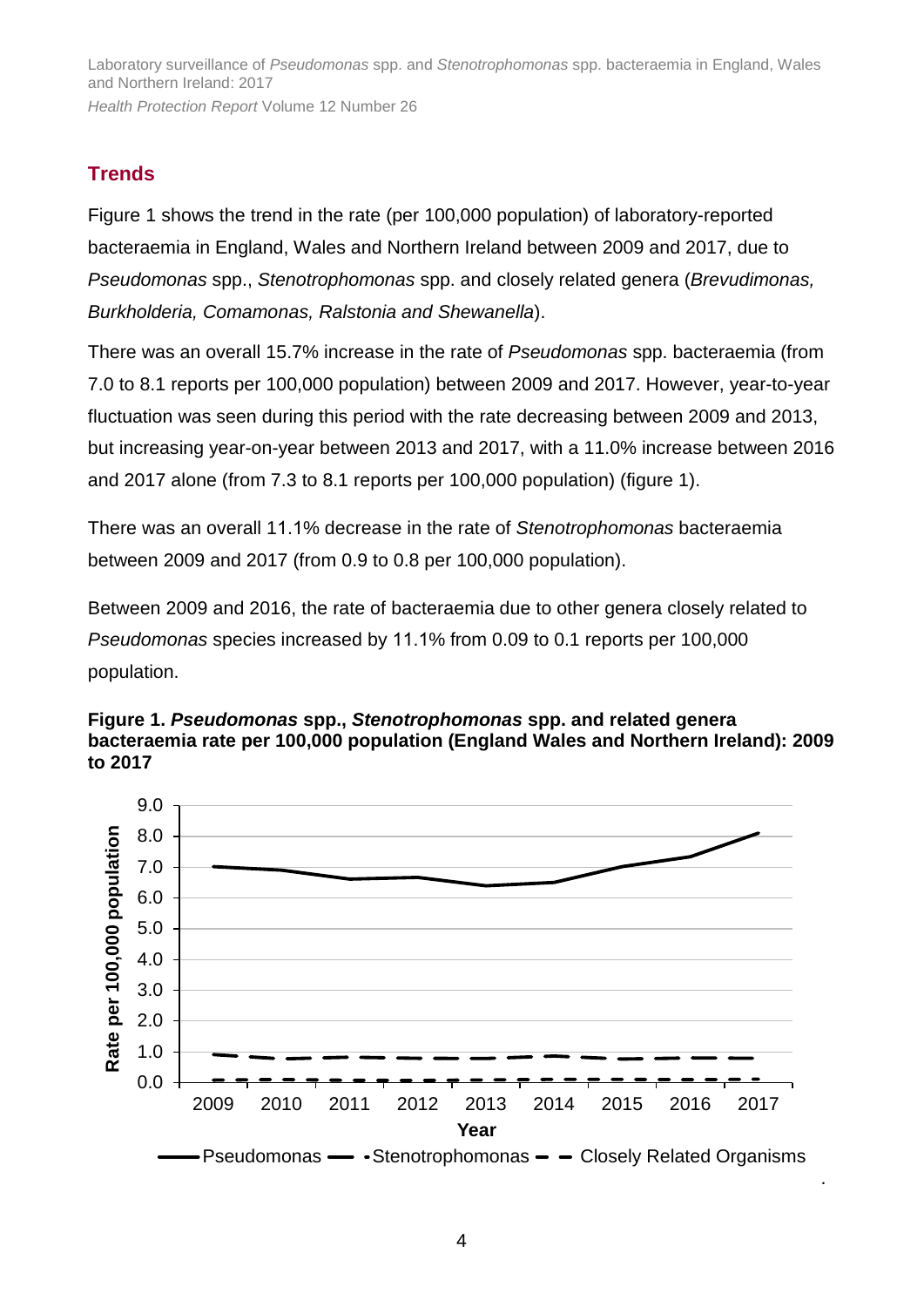## Trends

Figure 1 shows the trend in the rate (per 100,000 population) of laboratory-reported bacteraemia in England, Wales and Northern Ireland between 2009 and 2017, due to *Pseudomonas* spp., *Stenotrophomonas* spp. and closely related genera (*Brevudimonas, Burkholderia, Comamonas, Ralstonia and Shewanella*).

There was an overall 15.7% increase in the rate of *Pseudomonas* spp. bacteraemia (from 7.0 to 8.1 reports per 100,000 population) between 2009 and 2017. However, year-to-year fluctuation was seen during this period with the rate decreasing between 2009 and 2013, but increasing year-on-year between 2013 and 2017, with a 11.0% increase between 2016 and 2017 alone (from 7.3 to 8.1 reports per 100,000 population) (figure 1).

There was an overall 11.1% decrease in the rate of *Stenotrophomonas* bacteraemia between 2009 and 2017 (from 0.9 to 0.8 per 100,000 population).

Between 2009 and 2016, the rate of bacteraemia due to other genera closely related to *Pseudomonas* species increased by 11.1% from 0.09 to 0.1 reports per 100,000 population.

**Figure 1. *Pseudomonas* spp., *Stenotrophomonas* spp. and related genera bacteraemia rate per 100,000 population (England Wales and Northern Ireland): 2009 to 2017**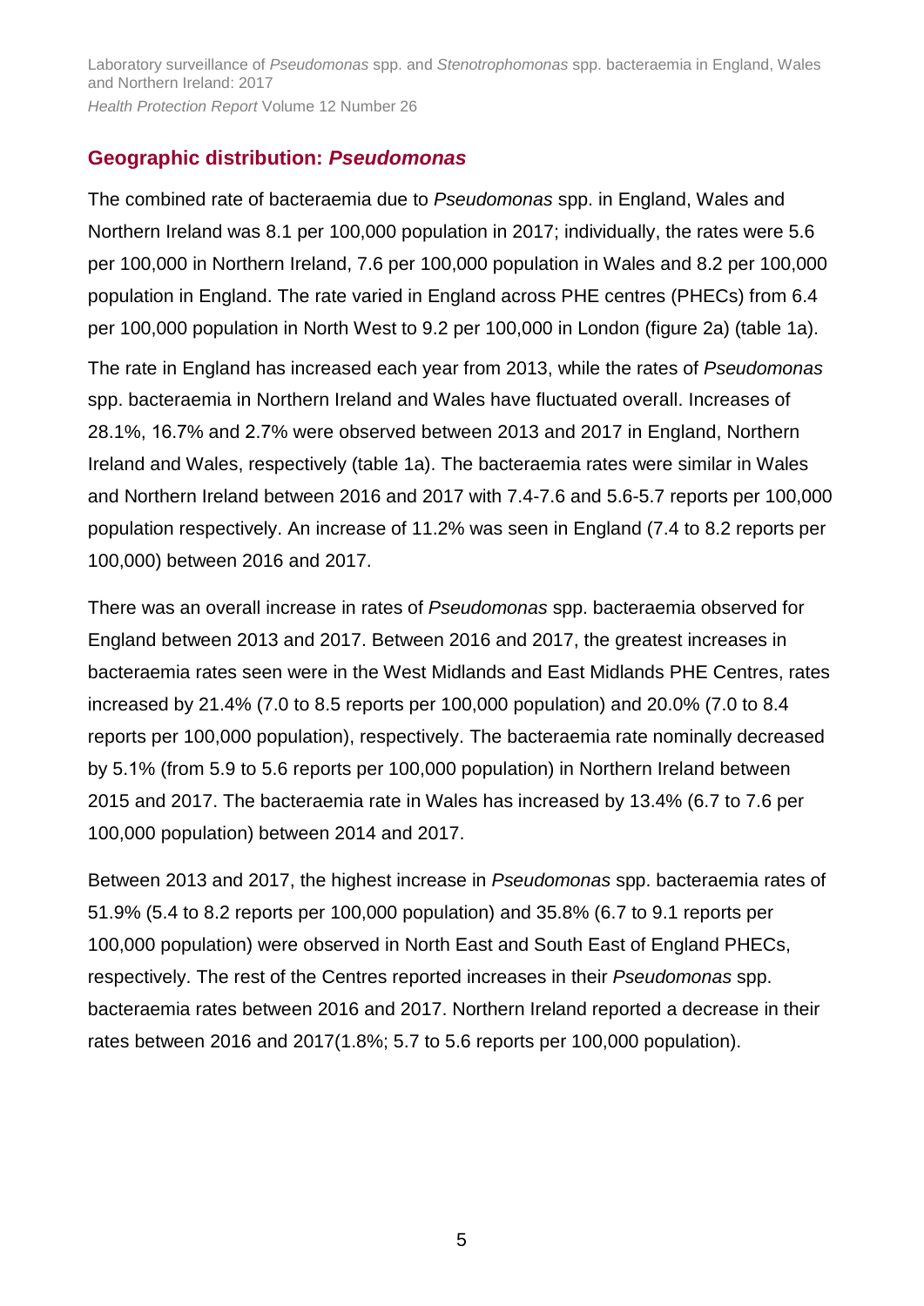## Geographic distribution: *Pseudomonas*

The combined rate of bacteraemia due to *Pseudomonas* spp. in England, Wales and Northern Ireland was 8.1 per 100,000 population in 2017; individually, the rates were 5.6 per 100,000 in Northern Ireland, 7.6 per 100,000 population in Wales and 8.2 per 100,000 population in England. The rate varied in England across PHE centres (PHECs) from 6.4 per 100,000 population in North West to 9.2 per 100,000 in London (figure 2a) (table 1a).

The rate in England has increased each year from 2013, while the rates of *Pseudomonas* spp. bacteraemia in Northern Ireland and Wales have fluctuated overall. Increases of 28.1%, 16.7% and 2.7% were observed between 2013 and 2017 in England, Northern Ireland and Wales, respectively (table 1a). The bacteraemia rates were similar in Wales and Northern Ireland between 2016 and 2017 with 7.4-7.6 and 5.6-5.7 reports per 100,000 population respectively. An increase of 11.2% was seen in England (7.4 to 8.2 reports per 100,000) between 2016 and 2017.

There was an overall increase in rates of *Pseudomonas* spp. bacteraemia observed for England between 2013 and 2017. Between 2016 and 2017, the greatest increases in bacteraemia rates seen were in the West Midlands and East Midlands PHE Centres, rates increased by 21.4% (7.0 to 8.5 reports per 100,000 population) and 20.0% (7.0 to 8.4 reports per 100,000 population), respectively. The bacteraemia rate nominally decreased by 5.1% (from 5.9 to 5.6 reports per 100,000 population) in Northern Ireland between 2015 and 2017. The bacteraemia rate in Wales has increased by 13.4% (6.7 to 7.6 per 100,000 population) between 2014 and 2017.

Between 2013 and 2017, the highest increase in *Pseudomonas* spp. bacteraemia rates of 51.9% (5.4 to 8.2 reports per 100,000 population) and 35.8% (6.7 to 9.1 reports per 100,000 population) were observed in North East and South East of England PHECs, respectively. The rest of the Centres reported increases in their *Pseudomonas* spp. bacteraemia rates between 2016 and 2017. Northern Ireland reported a decrease in their rates between 2016 and 2017(1.8%; 5.7 to 5.6 reports per 100,000 population).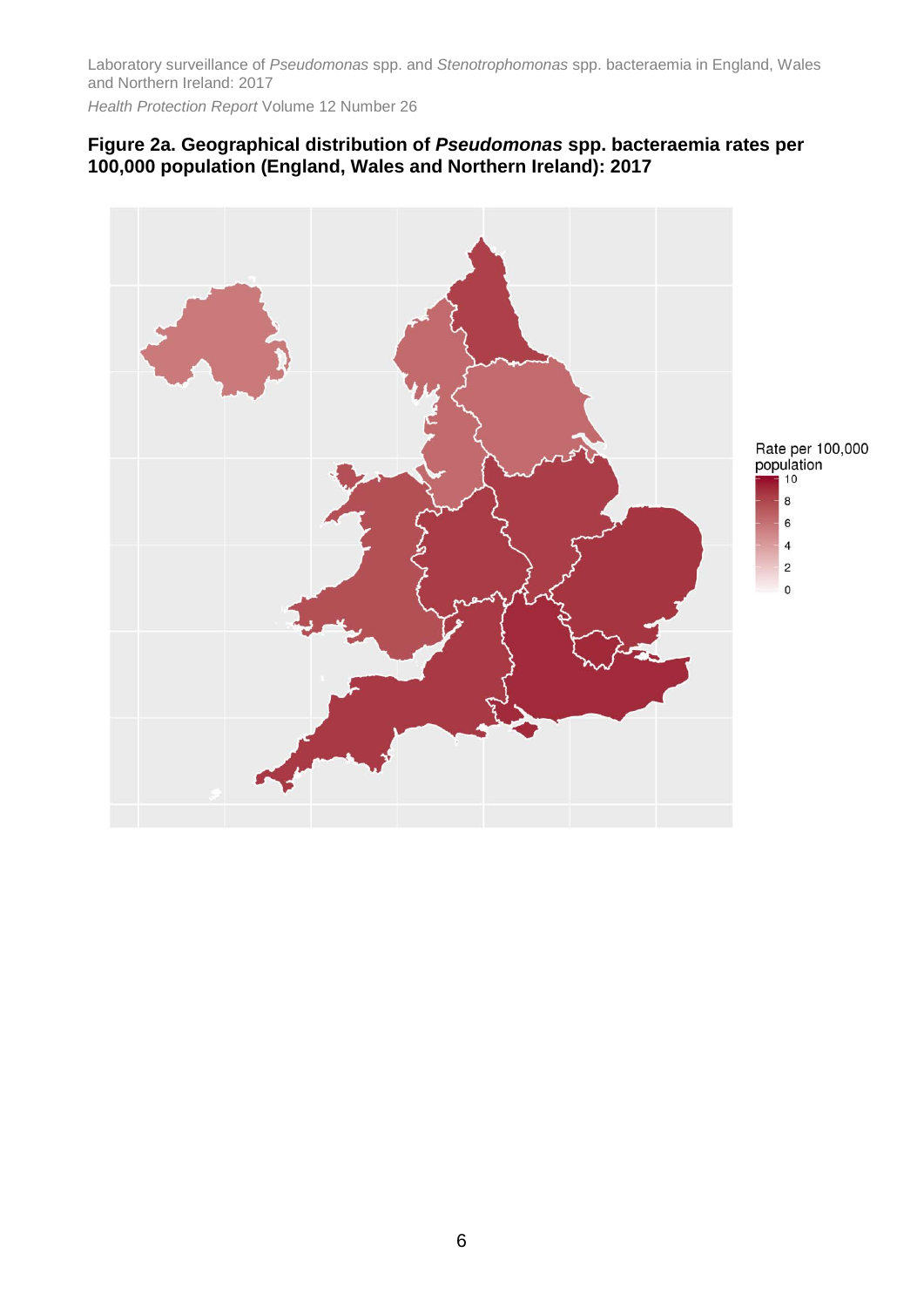**Figure 2a. Geographical distribution of *Pseudomonas* spp. bacteraemia rates per 100,000 population (England, Wales and Northern Ireland): 2017**

Rate per 100,000 population

10
8
6
4
2
0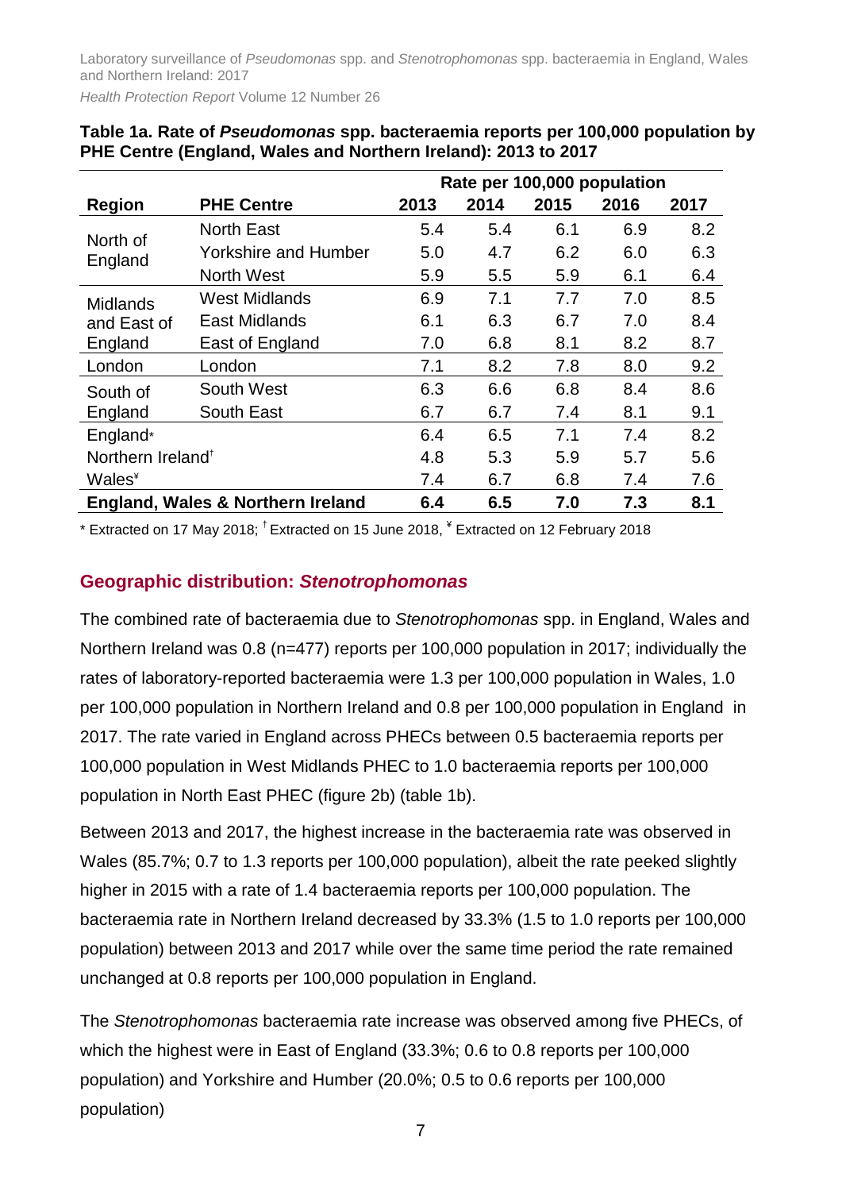**Table 1a. Rate of *Pseudomonas* spp. bacteraemia reports per 100,000 population by PHE Centre (England, Wales and Northern Ireland): 2013 to 2017**

| Region | PHE Centre | Rate per 100,000 population | | | | |
|---|---|---|---|---|---|---|
| | | 2013 | 2014 | 2015 | 2016 | 2017 |
| North of England | North East | 5.4 | 5.4 | 6.1 | 6.9 | 8.2 |
| | Yorkshire and Humber | 5.0 | 4.7 | 6.2 | 6.0 | 6.3 |
| | North West | 5.9 | 5.5 | 5.9 | 6.1 | 6.4 |
| Midlands and East of England | West Midlands | 6.9 | 7.1 | 7.7 | 7.0 | 8.5 |
| | East Midlands | 6.1 | 6.3 | 6.7 | 7.0 | 8.4 |
| | East of England | 7.0 | 6.8 | 8.1 | 8.2 | 8.7 |
| London | London | 7.1 | 8.2 | 7.8 | 8.0 | 9.2 |
| South of England | South West | 6.3 | 6.6 | 6.8 | 8.4 | 8.6 |
| | South East | 6.7 | 6.7 | 7.4 | 8.1 | 9.1 |
| England* | | 6.4 | 6.5 | 7.1 | 7.4 | 8.2 |
| Northern Ireland† | | 4.8 | 5.3 | 5.9 | 5.7 | 5.6 |
| Wales¥ | | 7.4 | 6.7 | 6.8 | 7.4 | 7.6 |
| **England, Wales & Northern Ireland** | | **6.4** | **6.5** | **7.0** | **7.3** | **8.1** |

\* Extracted on 17 May 2018; † Extracted on 15 June 2018, ¥ Extracted on 12 February 2018

## Geographic distribution: *Stenotrophomonas*

The combined rate of bacteraemia due to *Stenotrophomonas* spp. in England, Wales and Northern Ireland was 0.8 (n=477) reports per 100,000 population in 2017; individually the rates of laboratory-reported bacteraemia were 1.3 per 100,000 population in Wales, 1.0 per 100,000 population in Northern Ireland and 0.8 per 100,000 population in England in 2017. The rate varied in England across PHECs between 0.5 bacteraemia reports per 100,000 population in West Midlands PHEC to 1.0 bacteraemia reports per 100,000 population in North East PHEC (figure 2b) (table 1b).

Between 2013 and 2017, the highest increase in the bacteraemia rate was observed in Wales (85.7%; 0.7 to 1.3 reports per 100,000 population), albeit the rate peeked slightly higher in 2015 with a rate of 1.4 bacteraemia reports per 100,000 population. The bacteraemia rate in Northern Ireland decreased by 33.3% (1.5 to 1.0 reports per 100,000 population) between 2013 and 2017 while over the same time period the rate remained unchanged at 0.8 reports per 100,000 population in England.

The *Stenotrophomonas* bacteraemia rate increase was observed among five PHECs, of which the highest were in East of England (33.3%; 0.6 to 0.8 reports per 100,000 population) and Yorkshire and Humber (20.0%; 0.5 to 0.6 reports per 100,000 population)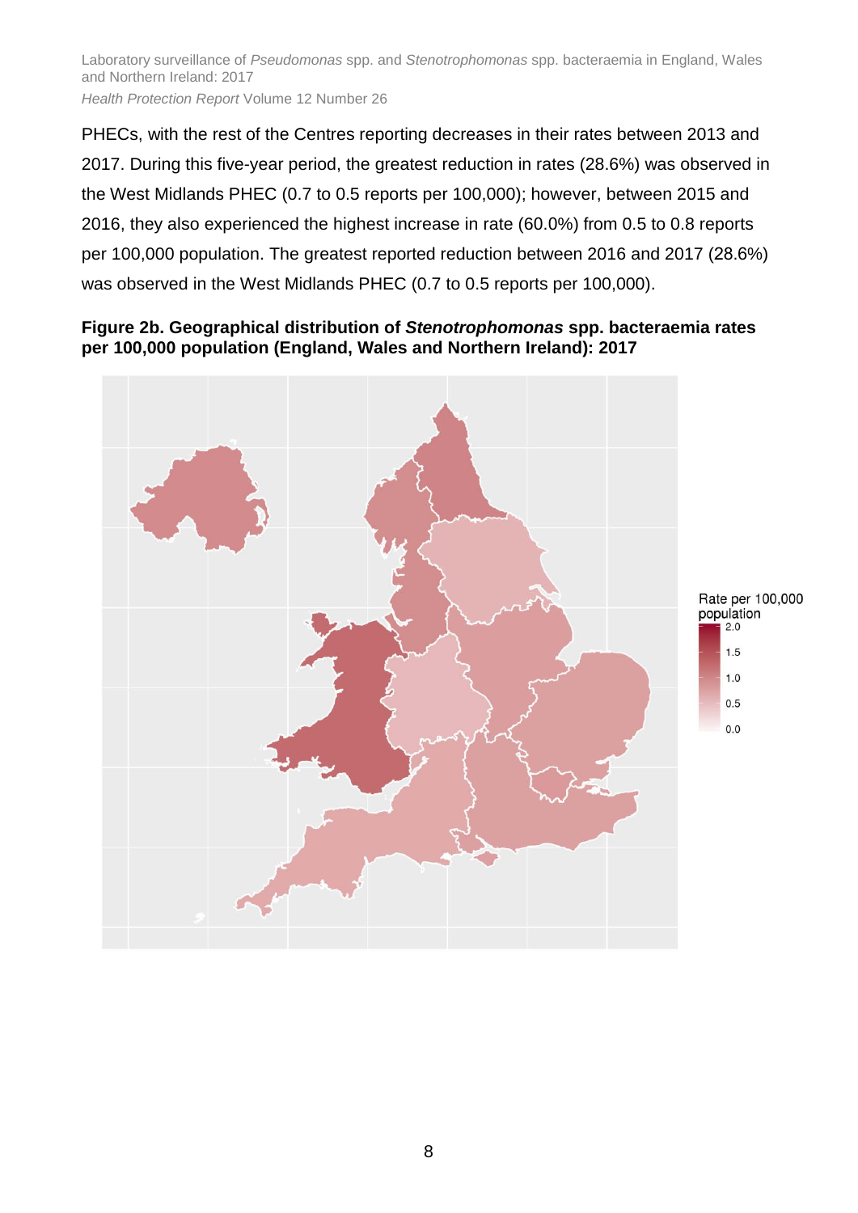PHECs, with the rest of the Centres reporting decreases in their rates between 2013 and 2017. During this five-year period, the greatest reduction in rates (28.6%) was observed in the West Midlands PHEC (0.7 to 0.5 reports per 100,000); however, between 2015 and 2016, they also experienced the highest increase in rate (60.0%) from 0.5 to 0.8 reports per 100,000 population. The greatest reported reduction between 2016 and 2017 (28.6%) was observed in the West Midlands PHEC (0.7 to 0.5 reports per 100,000).

**Figure 2b. Geographical distribution of *Stenotrophomonas* spp. bacteraemia rates per 100,000 population (England, Wales and Northern Ireland): 2017**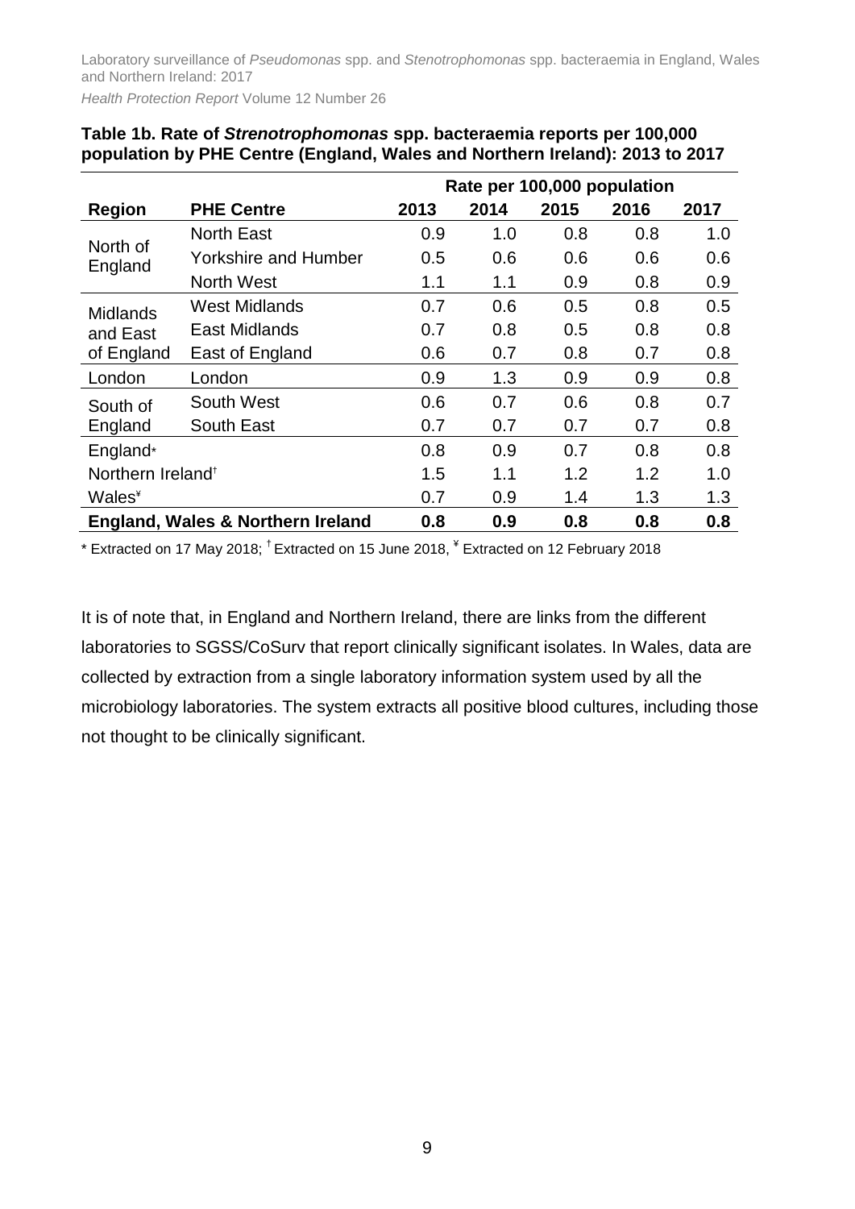**Table 1b. Rate of *Strenotrophomonas* spp. bacteraemia reports per 100,000 population by PHE Centre (England, Wales and Northern Ireland): 2013 to 2017**

| | | Rate per 100,000 population | | | | |
|---|---|---|---|---|---|---|
| **Region** | **PHE Centre** | **2013** | **2014** | **2015** | **2016** | **2017** |
| North of England | North East | 0.9 | 1.0 | 0.8 | 0.8 | 1.0 |
| | Yorkshire and Humber | 0.5 | 0.6 | 0.6 | 0.6 | 0.6 |
| | North West | 1.1 | 1.1 | 0.9 | 0.8 | 0.9 |
| Midlands and East of England | West Midlands | 0.7 | 0.6 | 0.5 | 0.8 | 0.5 |
| | East Midlands | 0.7 | 0.8 | 0.5 | 0.8 | 0.8 |
| | East of England | 0.6 | 0.7 | 0.8 | 0.7 | 0.8 |
| London | London | 0.9 | 1.3 | 0.9 | 0.9 | 0.8 |
| South of England | South West | 0.6 | 0.7 | 0.6 | 0.8 | 0.7 |
| | South East | 0.7 | 0.7 | 0.7 | 0.7 | 0.8 |
| England* | | 0.8 | 0.9 | 0.7 | 0.8 | 0.8 |
| Northern Ireland† | | 1.5 | 1.1 | 1.2 | 1.2 | 1.0 |
| Wales¥ | | 0.7 | 0.9 | 1.4 | 1.3 | 1.3 |
| **England, Wales & Northern Ireland** | | **0.8** | **0.9** | **0.8** | **0.8** | **0.8** |

* Extracted on 17 May 2018; † Extracted on 15 June 2018, ¥ Extracted on 12 February 2018

It is of note that, in England and Northern Ireland, there are links from the different laboratories to SGSS/CoSurv that report clinically significant isolates. In Wales, data are collected by extraction from a single laboratory information system used by all the microbiology laboratories. The system extracts all positive blood cultures, including those not thought to be clinically significant.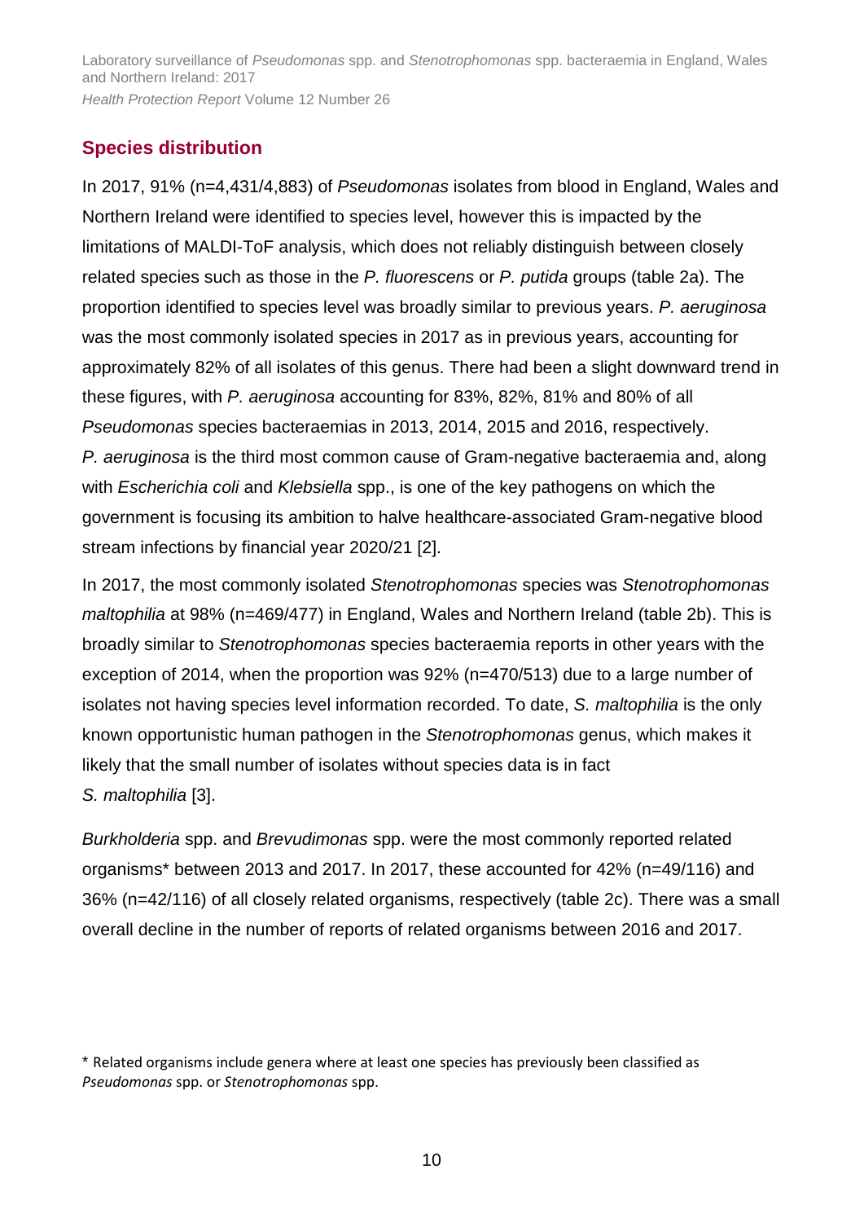## Species distribution

In 2017, 91% (n=4,431/4,883) of *Pseudomonas* isolates from blood in England, Wales and Northern Ireland were identified to species level, however this is impacted by the limitations of MALDI-ToF analysis, which does not reliably distinguish between closely related species such as those in the *P. fluorescens* or *P. putida* groups (table 2a). The proportion identified to species level was broadly similar to previous years. *P. aeruginosa* was the most commonly isolated species in 2017 as in previous years, accounting for approximately 82% of all isolates of this genus. There had been a slight downward trend in these figures, with *P. aeruginosa* accounting for 83%, 82%, 81% and 80% of all *Pseudomonas* species bacteraemias in 2013, 2014, 2015 and 2016, respectively. *P. aeruginosa* is the third most common cause of Gram-negative bacteraemia and, along with *Escherichia coli* and *Klebsiella* spp., is one of the key pathogens on which the government is focusing its ambition to halve healthcare-associated Gram-negative blood stream infections by financial year 2020/21 [2].

In 2017, the most commonly isolated *Stenotrophomonas* species was *Stenotrophomonas maltophilia* at 98% (n=469/477) in England, Wales and Northern Ireland (table 2b). This is broadly similar to *Stenotrophomonas* species bacteraemia reports in other years with the exception of 2014, when the proportion was 92% (n=470/513) due to a large number of isolates not having species level information recorded. To date, *S. maltophilia* is the only known opportunistic human pathogen in the *Stenotrophomonas* genus, which makes it likely that the small number of isolates without species data is in fact *S. maltophilia* [3].

*Burkholderia* spp. and *Brevudimonas* spp. were the most commonly reported related organisms* between 2013 and 2017. In 2017, these accounted for 42% (n=49/116) and 36% (n=42/116) of all closely related organisms, respectively (table 2c). There was a small overall decline in the number of reports of related organisms between 2016 and 2017.

* Related organisms include genera where at least one species has previously been classified as *Pseudomonas* spp. or *Stenotrophomonas* spp.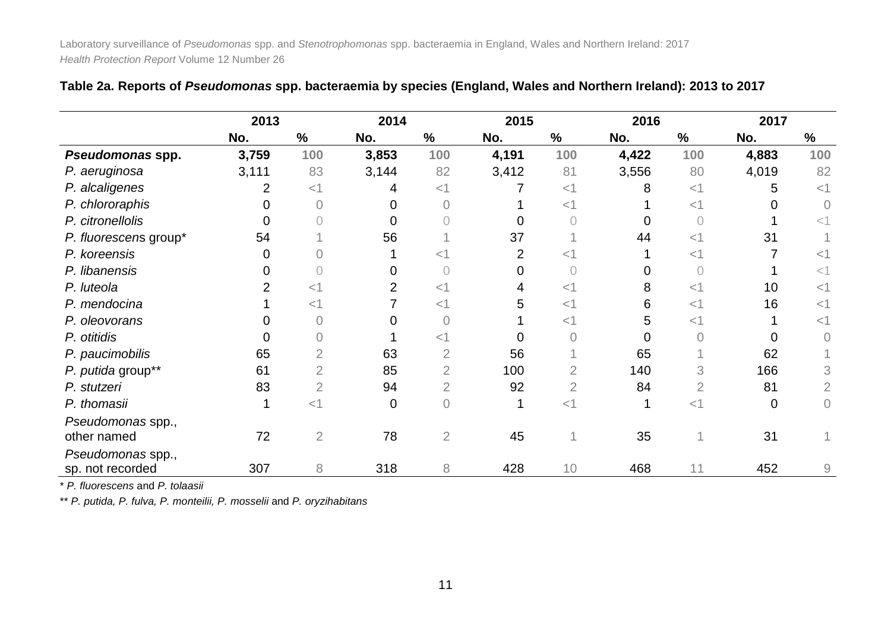**Table 2a. Reports of *Pseudomonas* spp. bacteraemia by species (England, Wales and Northern Ireland): 2013 to 2017**

| | 2013 | | 2014 | | 2015 | | 2016 | | 2017 | |
|---|---|---|---|---|---|---|---|---|---|---|
| | No. | % | No. | % | No. | % | No. | % | No. | % |
| ***Pseudomonas* spp.** | **3,759** | **100** | **3,853** | **100** | **4,191** | **100** | **4,422** | **100** | **4,883** | **100** |
| *P. aeruginosa* | 3,111 | 83 | 3,144 | 82 | 3,412 | 81 | 3,556 | 80 | 4,019 | 82 |
| *P. alcaligenes* | 2 | <1 | 4 | <1 | 7 | <1 | 8 | <1 | 5 | <1 |
| *P. chlororaphis* | 0 | 0 | 0 | 0 | 1 | <1 | 1 | <1 | 0 | 0 |
| *P. citronellolis* | 0 | 0 | 0 | 0 | 0 | 0 | 0 | 0 | 1 | <1 |
| *P. fluorescens* group* | 54 | 1 | 56 | 1 | 37 | 1 | 44 | <1 | 31 | 1 |
| *P. koreensis* | 0 | 0 | 1 | <1 | 2 | <1 | 1 | <1 | 7 | <1 |
| *P. libanensis* | 0 | 0 | 0 | 0 | 0 | 0 | 0 | 0 | 1 | <1 |
| *P. luteola* | 2 | <1 | 2 | <1 | 4 | <1 | 8 | <1 | 10 | <1 |
| *P. mendocina* | 1 | <1 | 7 | <1 | 5 | <1 | 6 | <1 | 16 | <1 |
| *P. oleovorans* | 0 | 0 | 0 | 0 | 1 | <1 | 5 | <1 | 1 | <1 |
| *P. otitidis* | 0 | 0 | 1 | <1 | 0 | 0 | 0 | 0 | 0 | 0 |
| *P. paucimobilis* | 65 | 2 | 63 | 2 | 56 | 1 | 65 | 1 | 62 | 1 |
| *P. putida* group** | 61 | 2 | 85 | 2 | 100 | 2 | 140 | 3 | 166 | 3 |
| *P. stutzeri* | 83 | 2 | 94 | 2 | 92 | 2 | 84 | 2 | 81 | 2 |
| *P. thomasii* | 1 | <1 | 0 | 0 | 1 | <1 | 1 | <1 | 0 | 0 |
| *Pseudomonas* spp., other named | 72 | 2 | 78 | 2 | 45 | 1 | 35 | 1 | 31 | 1 |
| *Pseudomonas* spp., sp. not recorded | 307 | 8 | 318 | 8 | 428 | 10 | 468 | 11 | 452 | 9 |

\* *P. fluorescens* and *P. tolaasii*

\*\* *P. putida, P. fulva, P. monteilii, P. mosselii* and *P. oryzihabitans*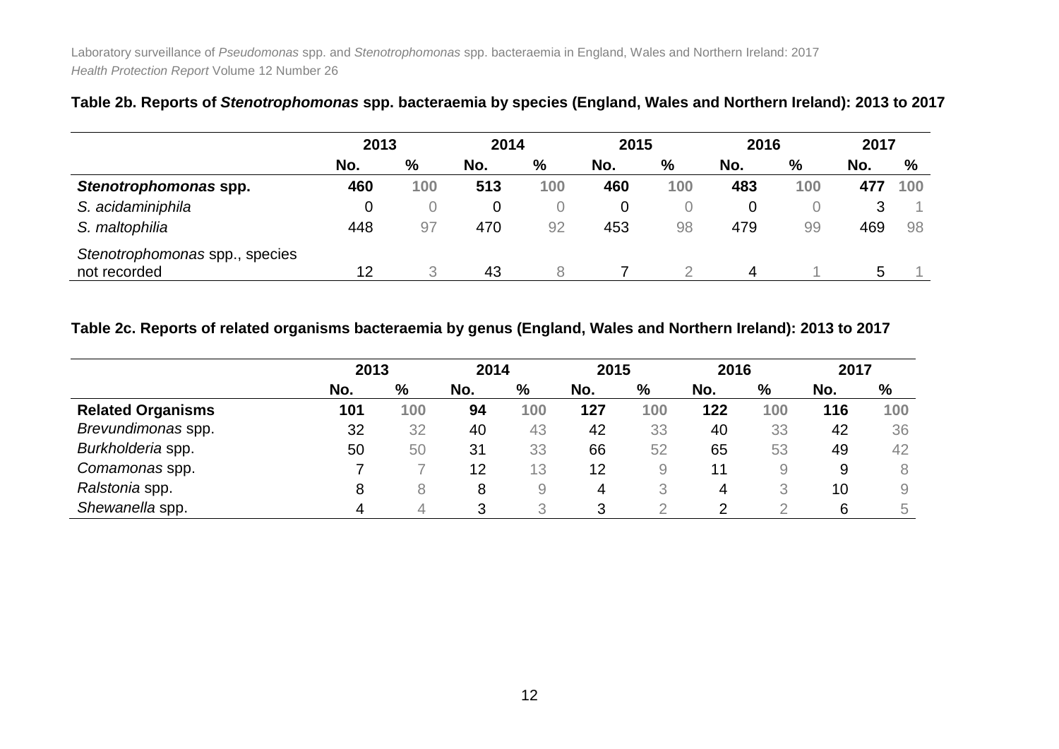**Table 2b. Reports of *Stenotrophomonas* spp. bacteraemia by species (England, Wales and Northern Ireland): 2013 to 2017**

| | 2013 | | 2014 | | 2015 | | 2016 | | 2017 | |
|---|---|---|---|---|---|---|---|---|---|---|
| | No. | % | No. | % | No. | % | No. | % | No. | % |
| ***Stenotrophomonas* spp.** | **460** | **100** | **513** | **100** | **460** | **100** | **483** | **100** | **477** | **100** |
| *S. acidaminiphila* | 0 | 0 | 0 | 0 | 0 | 0 | 0 | 0 | 3 | 1 |
| *S. maltophilia* | 448 | 97 | 470 | 92 | 453 | 98 | 479 | 99 | 469 | 98 |
| *Stenotrophomonas* spp., species not recorded | 12 | 3 | 43 | 8 | 7 | 2 | 4 | 1 | 5 | 1 |

**Table 2c. Reports of related organisms bacteraemia by genus (England, Wales and Northern Ireland): 2013 to 2017**

| | 2013 | | 2014 | | 2015 | | 2016 | | 2017 | |
|---|---|---|---|---|---|---|---|---|---|---|
| | No. | % | No. | % | No. | % | No. | % | No. | % |
| **Related Organisms** | **101** | **100** | **94** | **100** | **127** | **100** | **122** | **100** | **116** | **100** |
| *Brevundimonas* spp. | 32 | 32 | 40 | 43 | 42 | 33 | 40 | 33 | 42 | 36 |
| *Burkholderia* spp. | 50 | 50 | 31 | 33 | 66 | 52 | 65 | 53 | 49 | 42 |
| *Comamonas* spp. | 7 | 7 | 12 | 13 | 12 | 9 | 11 | 9 | 9 | 8 |
| *Ralstonia* spp. | 8 | 8 | 8 | 9 | 4 | 3 | 4 | 3 | 10 | 9 |
| *Shewanella* spp. | 4 | 4 | 3 | 3 | 3 | 2 | 2 | 2 | 6 | 5 |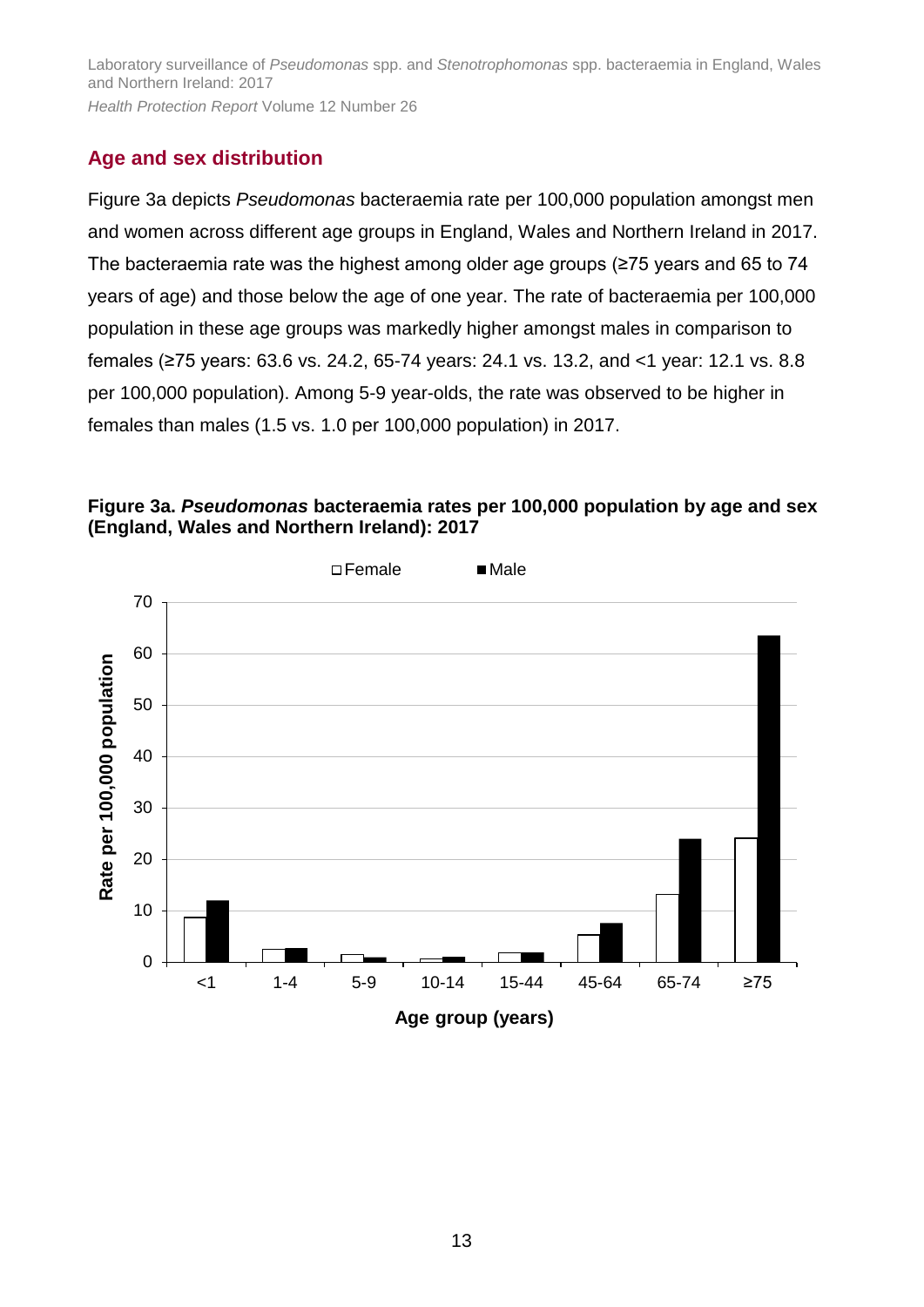## Age and sex distribution

Figure 3a depicts *Pseudomonas* bacteraemia rate per 100,000 population amongst men and women across different age groups in England, Wales and Northern Ireland in 2017. The bacteraemia rate was the highest among older age groups (≥75 years and 65 to 74 years of age) and those below the age of one year. The rate of bacteraemia per 100,000 population in these age groups was markedly higher amongst males in comparison to females (≥75 years: 63.6 vs. 24.2, 65-74 years: 24.1 vs. 13.2, and <1 year: 12.1 vs. 8.8 per 100,000 population). Among 5-9 year-olds, the rate was observed to be higher in females than males (1.5 vs. 1.0 per 100,000 population) in 2017.

**Figure 3a. *Pseudomonas* bacteraemia rates per 100,000 population by age and sex (England, Wales and Northern Ireland): 2017**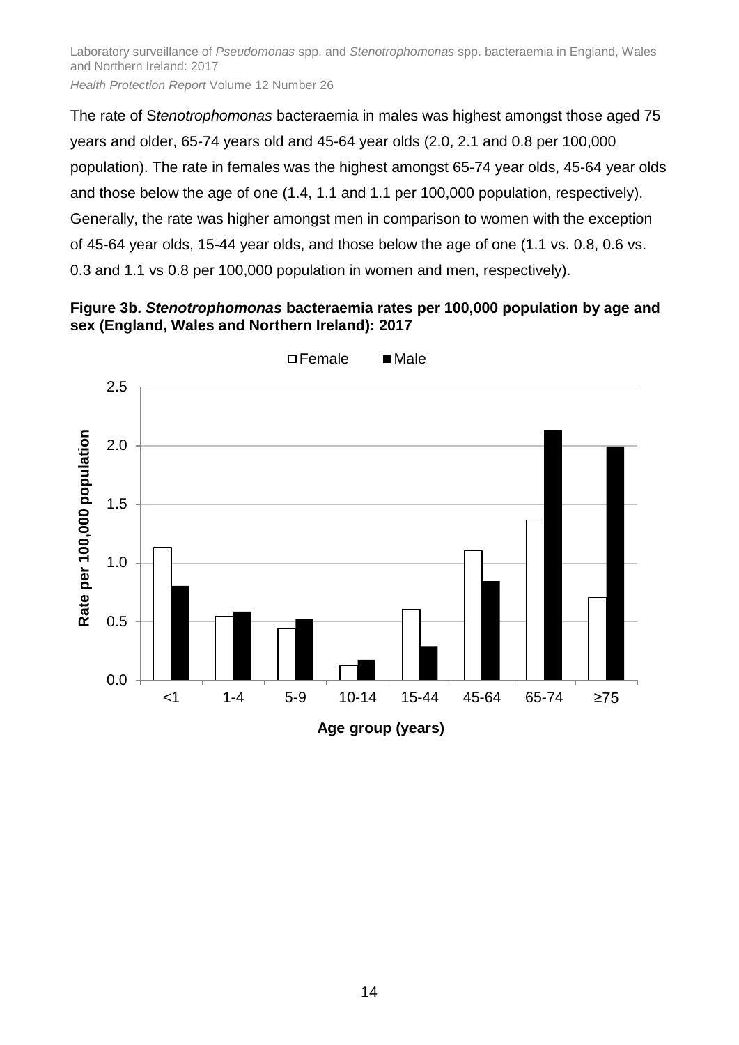The rate of S*tenotrophomonas* bacteraemia in males was highest amongst those aged 75 years and older, 65-74 years old and 45-64 year olds (2.0, 2.1 and 0.8 per 100,000 population). The rate in females was the highest amongst 65-74 year olds, 45-64 year olds and those below the age of one (1.4, 1.1 and 1.1 per 100,000 population, respectively). Generally, the rate was higher amongst men in comparison to women with the exception of 45-64 year olds, 15-44 year olds, and those below the age of one (1.1 vs. 0.8, 0.6 vs. 0.3 and 1.1 vs 0.8 per 100,000 population in women and men, respectively).

**Figure 3b. *Stenotrophomonas* bacteraemia rates per 100,000 population by age and sex (England, Wales and Northern Ireland): 2017**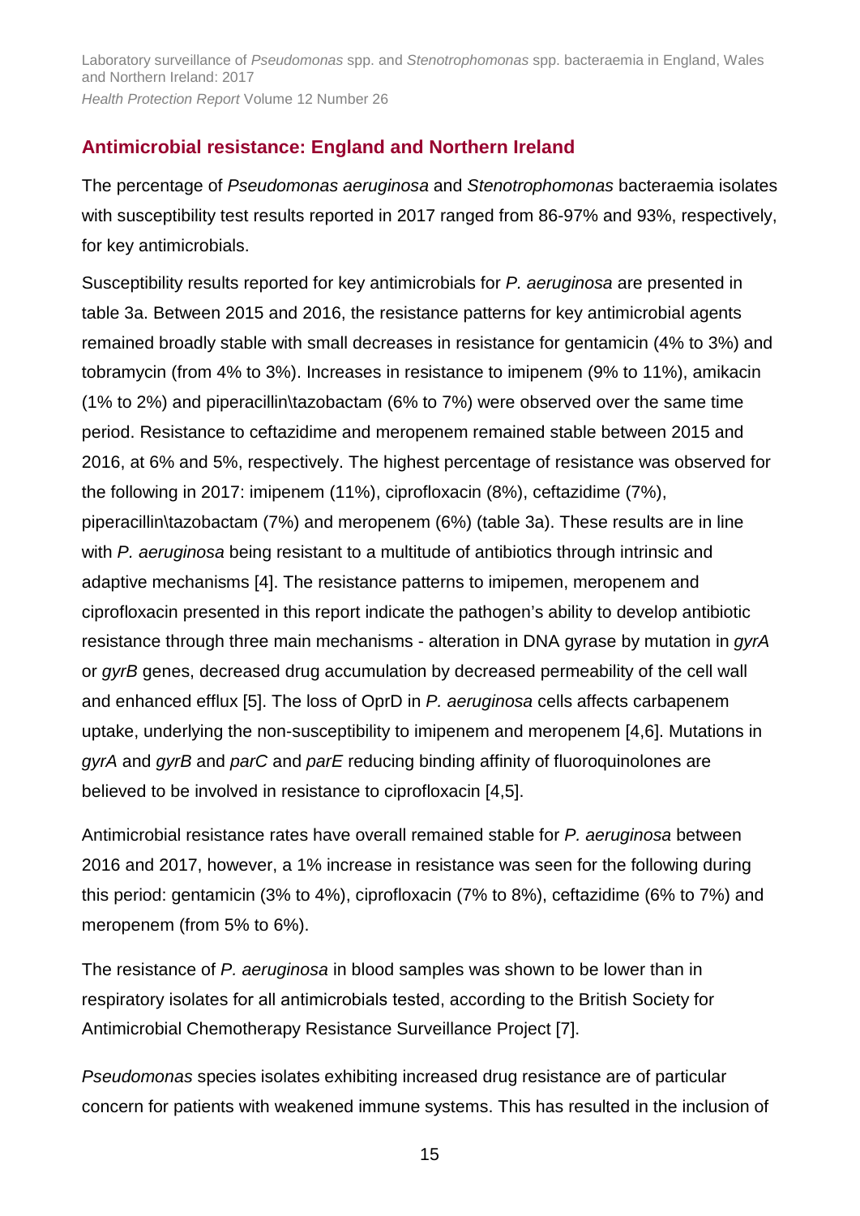## Antimicrobial resistance: England and Northern Ireland

The percentage of *Pseudomonas aeruginosa* and *Stenotrophomonas* bacteraemia isolates with susceptibility test results reported in 2017 ranged from 86-97% and 93%, respectively, for key antimicrobials.

Susceptibility results reported for key antimicrobials for *P. aeruginosa* are presented in table 3a. Between 2015 and 2016, the resistance patterns for key antimicrobial agents remained broadly stable with small decreases in resistance for gentamicin (4% to 3%) and tobramycin (from 4% to 3%). Increases in resistance to imipenem (9% to 11%), amikacin (1% to 2%) and piperacillin\tazobactam (6% to 7%) were observed over the same time period. Resistance to ceftazidime and meropenem remained stable between 2015 and 2016, at 6% and 5%, respectively. The highest percentage of resistance was observed for the following in 2017: imipenem (11%), ciprofloxacin (8%), ceftazidime (7%), piperacillin\tazobactam (7%) and meropenem (6%) (table 3a). These results are in line with *P. aeruginosa* being resistant to a multitude of antibiotics through intrinsic and adaptive mechanisms [4]. The resistance patterns to imipemen, meropenem and ciprofloxacin presented in this report indicate the pathogen's ability to develop antibiotic resistance through three main mechanisms - alteration in DNA gyrase by mutation in *gyrA* or *gyrB* genes, decreased drug accumulation by decreased permeability of the cell wall and enhanced efflux [5]. The loss of OprD in *P. aeruginosa* cells affects carbapenem uptake, underlying the non-susceptibility to imipenem and meropenem [4,6]. Mutations in *gyrA* and *gyrB* and *parC* and *parE* reducing binding affinity of fluoroquinolones are believed to be involved in resistance to ciprofloxacin [4,5].

Antimicrobial resistance rates have overall remained stable for *P. aeruginosa* between 2016 and 2017, however, a 1% increase in resistance was seen for the following during this period: gentamicin (3% to 4%), ciprofloxacin (7% to 8%), ceftazidime (6% to 7%) and meropenem (from 5% to 6%).

The resistance of *P. aeruginosa* in blood samples was shown to be lower than in respiratory isolates for all antimicrobials tested, according to the British Society for Antimicrobial Chemotherapy Resistance Surveillance Project [7].

*Pseudomonas* species isolates exhibiting increased drug resistance are of particular concern for patients with weakened immune systems. This has resulted in the inclusion of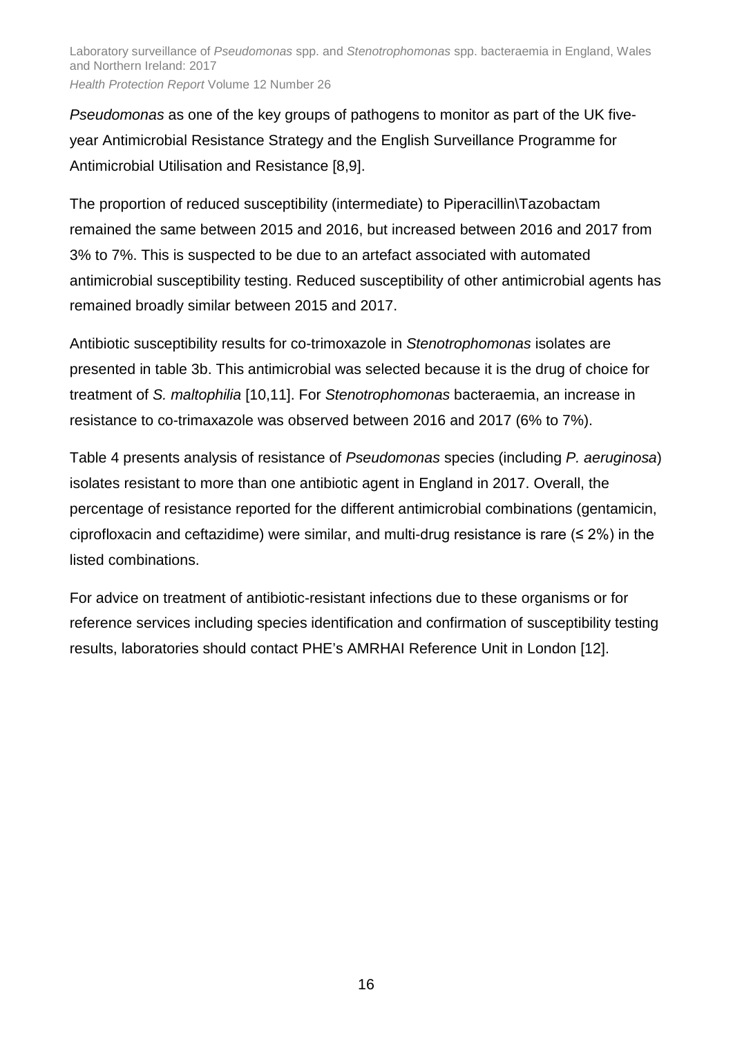*Pseudomonas* as one of the key groups of pathogens to monitor as part of the UK five-year Antimicrobial Resistance Strategy and the English Surveillance Programme for Antimicrobial Utilisation and Resistance [8,9].

The proportion of reduced susceptibility (intermediate) to Piperacillin\Tazobactam remained the same between 2015 and 2016, but increased between 2016 and 2017 from 3% to 7%. This is suspected to be due to an artefact associated with automated antimicrobial susceptibility testing. Reduced susceptibility of other antimicrobial agents has remained broadly similar between 2015 and 2017.

Antibiotic susceptibility results for co-trimoxazole in *Stenotrophomonas* isolates are presented in table 3b. This antimicrobial was selected because it is the drug of choice for treatment of *S. maltophilia* [10,11]. For *Stenotrophomonas* bacteraemia, an increase in resistance to co-trimaxazole was observed between 2016 and 2017 (6% to 7%).

Table 4 presents analysis of resistance of *Pseudomonas* species (including *P. aeruginosa*) isolates resistant to more than one antibiotic agent in England in 2017. Overall, the percentage of resistance reported for the different antimicrobial combinations (gentamicin, ciprofloxacin and ceftazidime) were similar, and multi-drug resistance is rare (≤ 2%) in the listed combinations.

For advice on treatment of antibiotic-resistant infections due to these organisms or for reference services including species identification and confirmation of susceptibility testing results, laboratories should contact PHE's AMRHAI Reference Unit in London [12].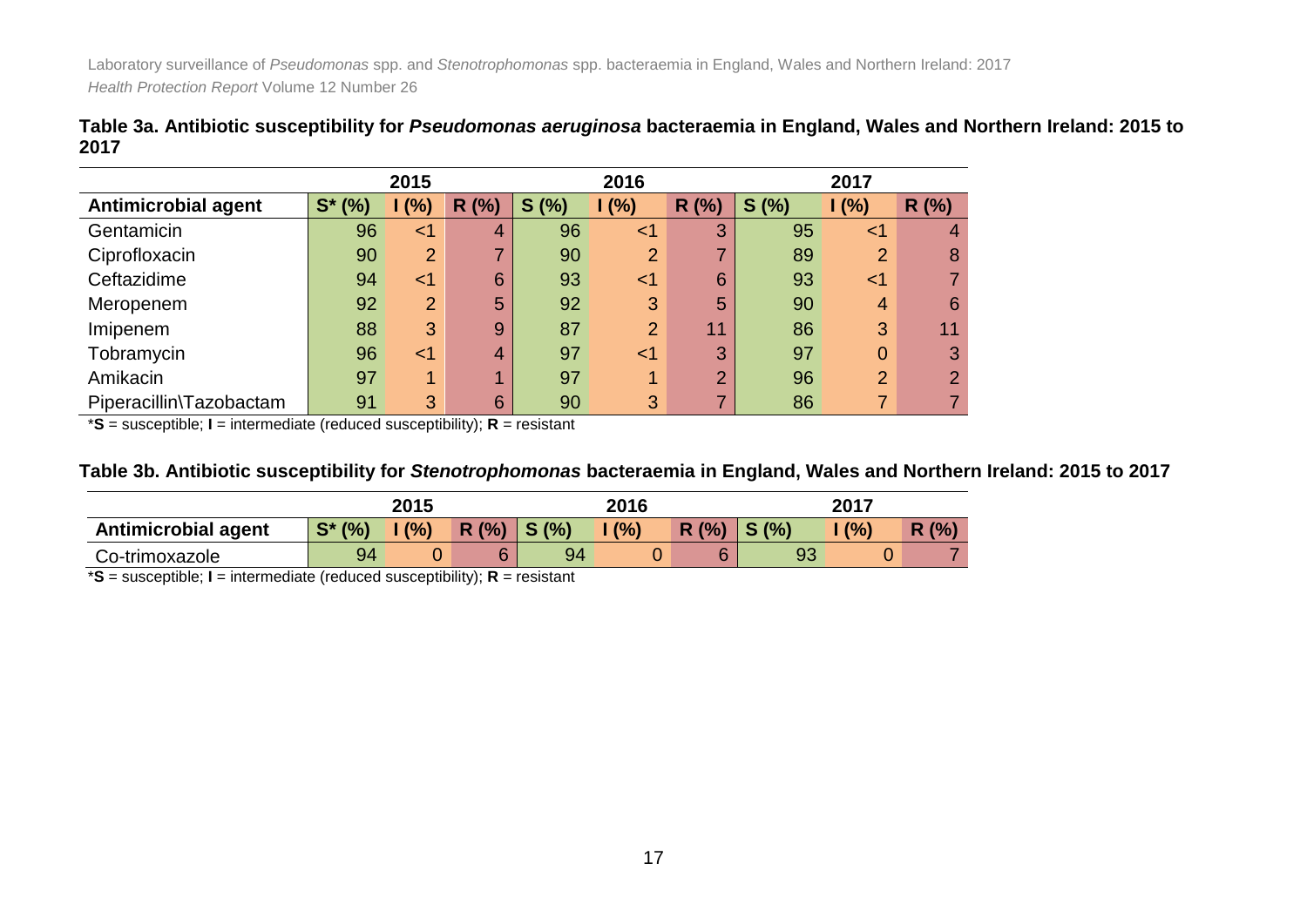**Table 3a. Antibiotic susceptibility for *Pseudomonas aeruginosa* bacteraemia in England, Wales and Northern Ireland: 2015 to 2017**

| | 2015 | | | 2016 | | | 2017 | | |
|---|---|---|---|---|---|---|---|---|---|
| **Antimicrobial agent** | **S* (%)** | **I (%)** | **R (%)** | **S (%)** | **I (%)** | **R (%)** | **S (%)** | **I (%)** | **R (%)** |
| Gentamicin | 96 | <1 | 4 | 96 | <1 | 3 | 95 | <1 | 4 |
| Ciprofloxacin | 90 | 2 | 7 | 90 | 2 | 7 | 89 | 2 | 8 |
| Ceftazidime | 94 | <1 | 6 | 93 | <1 | 6 | 93 | <1 | 7 |
| Meropenem | 92 | 2 | 5 | 92 | 3 | 5 | 90 | 4 | 6 |
| Imipenem | 88 | 3 | 9 | 87 | 2 | 11 | 86 | 3 | 11 |
| Tobramycin | 96 | <1 | 4 | 97 | <1 | 3 | 97 | 0 | 3 |
| Amikacin | 97 | 1 | 1 | 97 | 1 | 2 | 96 | 2 | 2 |
| Piperacillin\Tazobactam | 91 | 3 | 6 | 90 | 3 | 7 | 86 | 7 | 7 |

***S** = susceptible; **I** = intermediate (reduced susceptibility); **R** = resistant

**Table 3b. Antibiotic susceptibility for *Stenotrophomonas* bacteraemia in England, Wales and Northern Ireland: 2015 to 2017**

| | 2015 | | | 2016 | | | 2017 | | |
|---|---|---|---|---|---|---|---|---|---|
| **Antimicrobial agent** | **S* (%)** | **I (%)** | **R (%)** | **S (%)** | **I (%)** | **R (%)** | **S (%)** | **I (%)** | **R (%)** |
| Co-trimoxazole | 94 | 0 | 6 | 94 | 0 | 6 | 93 | 0 | 7 |

***S** = susceptible; **I** = intermediate (reduced susceptibility); **R** = resistant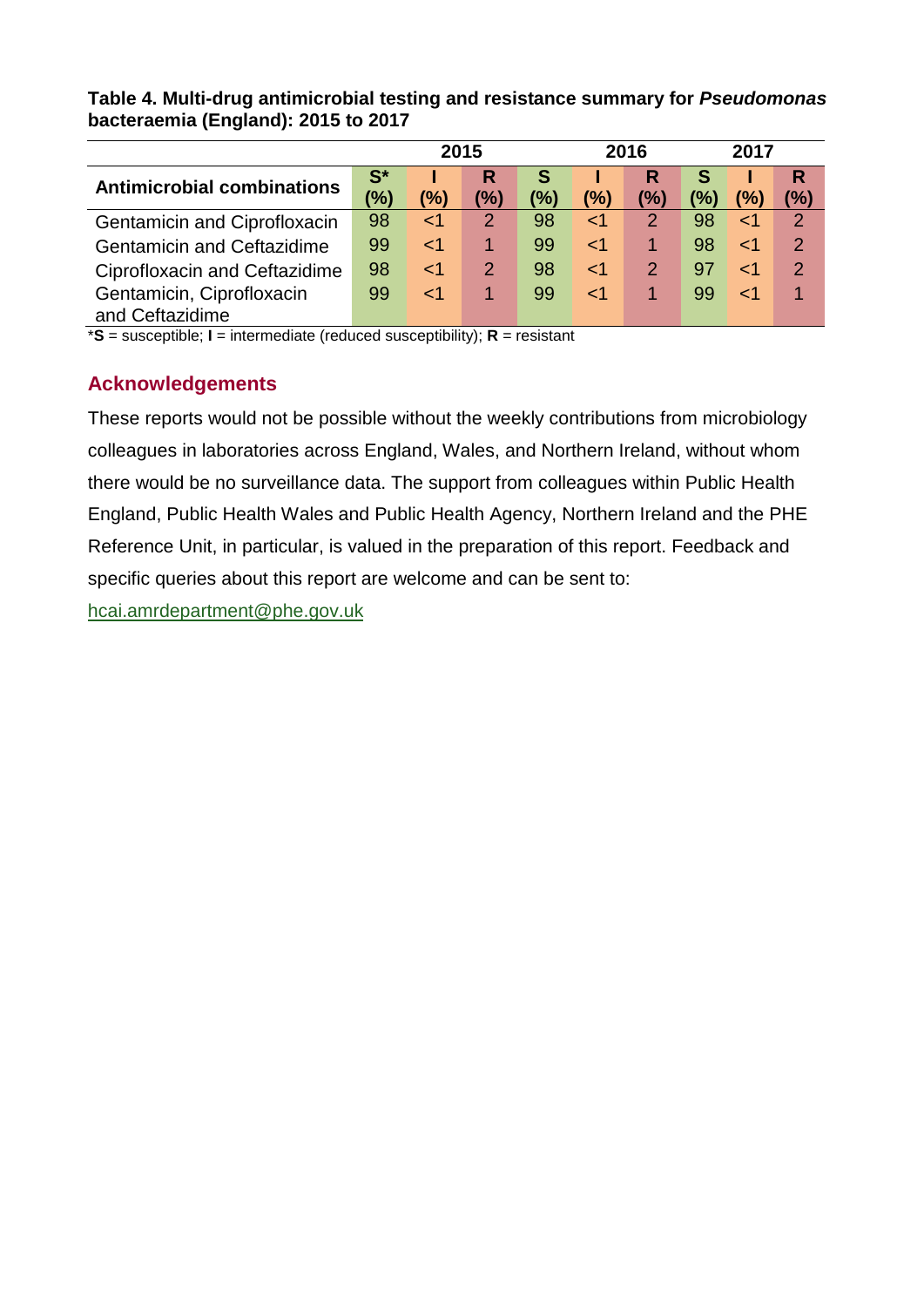**Table 4. Multi-drug antimicrobial testing and resistance summary for *Pseudomonas* bacteraemia (England): 2015 to 2017**

| Antimicrobial combinations | 2015 | | | 2016 | | | 2017 | | |
|---|---|---|---|---|---|---|---|---|---|
| | S* (%) | I (%) | R (%) | S (%) | I (%) | R (%) | S (%) | I (%) | R (%) |
| Gentamicin and Ciprofloxacin | 98 | <1 | 2 | 98 | <1 | 2 | 98 | <1 | 2 |
| Gentamicin and Ceftazidime | 99 | <1 | 1 | 99 | <1 | 1 | 98 | <1 | 2 |
| Ciprofloxacin and Ceftazidime | 98 | <1 | 2 | 98 | <1 | 2 | 97 | <1 | 2 |
| Gentamicin, Ciprofloxacin and Ceftazidime | 99 | <1 | 1 | 99 | <1 | 1 | 99 | <1 | 1 |

***S** = susceptible; **I** = intermediate (reduced susceptibility); **R** = resistant

## Acknowledgements

These reports would not be possible without the weekly contributions from microbiology colleagues in laboratories across England, Wales, and Northern Ireland, without whom there would be no surveillance data. The support from colleagues within Public Health England, Public Health Wales and Public Health Agency, Northern Ireland and the PHE Reference Unit, in particular, is valued in the preparation of this report. Feedback and specific queries about this report are welcome and can be sent to: hcai.amrdepartment@phe.gov.uk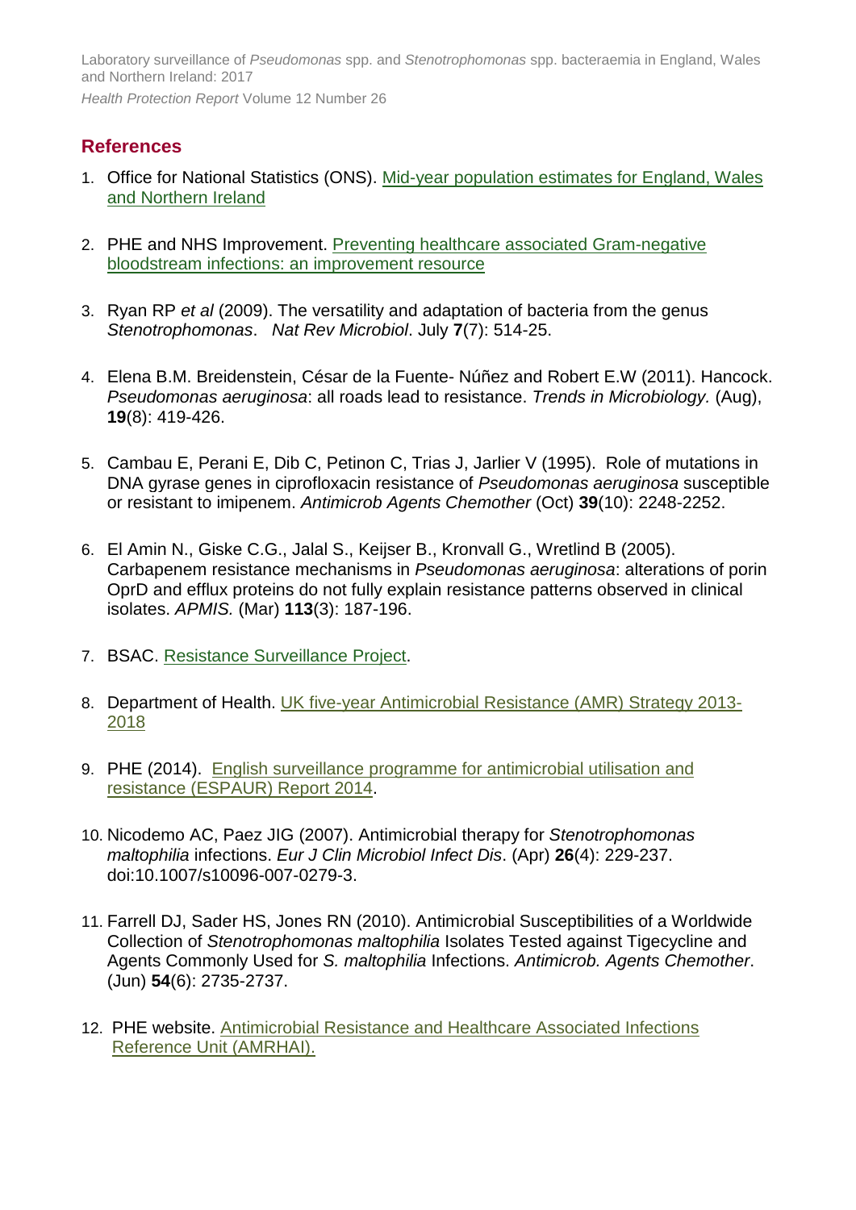## References

1. Office for National Statistics (ONS). [Mid-year population estimates for England, Wales and Northern Ireland]

2. PHE and NHS Improvement. [Preventing healthcare associated Gram-negative bloodstream infections: an improvement resource]

3. Ryan RP *et al* (2009). The versatility and adaptation of bacteria from the genus *Stenotrophomonas*. *Nat Rev Microbiol*. July **7**(7): 514-25.

4. Elena B.M. Breidenstein, César de la Fuente- Núñez and Robert E.W (2011). Hancock. *Pseudomonas aeruginosa*: all roads lead to resistance. *Trends in Microbiology.* (Aug), **19**(8): 419-426.

5. Cambau E, Perani E, Dib C, Petinon C, Trias J, Jarlier V (1995). Role of mutations in DNA gyrase genes in ciprofloxacin resistance of *Pseudomonas aeruginosa* susceptible or resistant to imipenem. *Antimicrob Agents Chemother* (Oct) **39**(10): 2248-2252.

6. El Amin N., Giske C.G., Jalal S., Keijser B., Kronvall G., Wretlind B (2005). Carbapenem resistance mechanisms in *Pseudomonas aeruginosa*: alterations of porin OprD and efflux proteins do not fully explain resistance patterns observed in clinical isolates. *APMIS.* (Mar) **113**(3): 187-196.

7. BSAC. [Resistance Surveillance Project].

8. Department of Health. [UK five-year Antimicrobial Resistance (AMR) Strategy 2013-2018]

9. PHE (2014). [English surveillance programme for antimicrobial utilisation and resistance (ESPAUR) Report 2014].

10. Nicodemo AC, Paez JIG (2007). Antimicrobial therapy for *Stenotrophomonas maltophilia* infections. *Eur J Clin Microbiol Infect Dis*. (Apr) **26**(4): 229-237. doi:10.1007/s10096-007-0279-3.

11. Farrell DJ, Sader HS, Jones RN (2010). Antimicrobial Susceptibilities of a Worldwide Collection of *Stenotrophomonas maltophilia* Isolates Tested against Tigecycline and Agents Commonly Used for *S. maltophilia* Infections. *Antimicrob. Agents Chemother*. (Jun) **54**(6): 2735-2737.

12. PHE website. [Antimicrobial Resistance and Healthcare Associated Infections Reference Unit (AMRHAI).]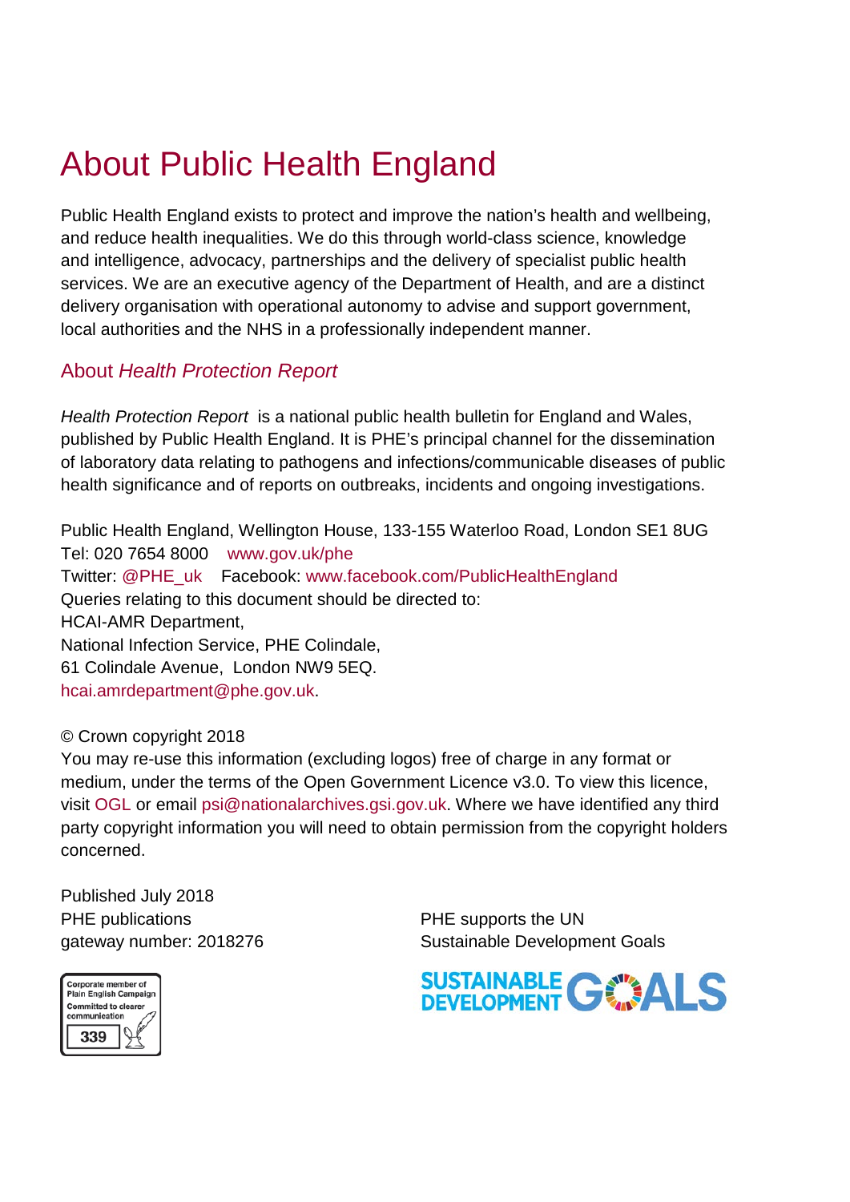# About Public Health England

Public Health England exists to protect and improve the nation's health and wellbeing, and reduce health inequalities. We do this through world-class science, knowledge and intelligence, advocacy, partnerships and the delivery of specialist public health services. We are an executive agency of the Department of Health, and are a distinct delivery organisation with operational autonomy to advise and support government, local authorities and the NHS in a professionally independent manner.

## About *Health Protection Report*

*Health Protection Report* is a national public health bulletin for England and Wales, published by Public Health England. It is PHE's principal channel for the dissemination of laboratory data relating to pathogens and infections/communicable diseases of public health significance and of reports on outbreaks, incidents and ongoing investigations.

Public Health England, Wellington House, 133-155 Waterloo Road, London SE1 8UG
Tel: 020 7654 8000 www.gov.uk/phe
Twitter: @PHE_uk Facebook: www.facebook.com/PublicHealthEngland
Queries relating to this document should be directed to:
HCAI-AMR Department,
National Infection Service, PHE Colindale,
61 Colindale Avenue, London NW9 5EQ.
hcai.amrdepartment@phe.gov.uk.

© Crown copyright 2018
You may re-use this information (excluding logos) free of charge in any format or medium, under the terms of the Open Government Licence v3.0. To view this licence, visit OGL or email psi@nationalarchives.gsi.gov.uk. Where we have identified any third party copyright information you will need to obtain permission from the copyright holders concerned.

Published July 2018
PHE publications
gateway number: 2018276

PHE supports the UN
Sustainable Development Goals

Corporate member of Plain English Campaign
Committed to clearer communication
339

SUSTAINABLE DEVELOPMENT GOALS